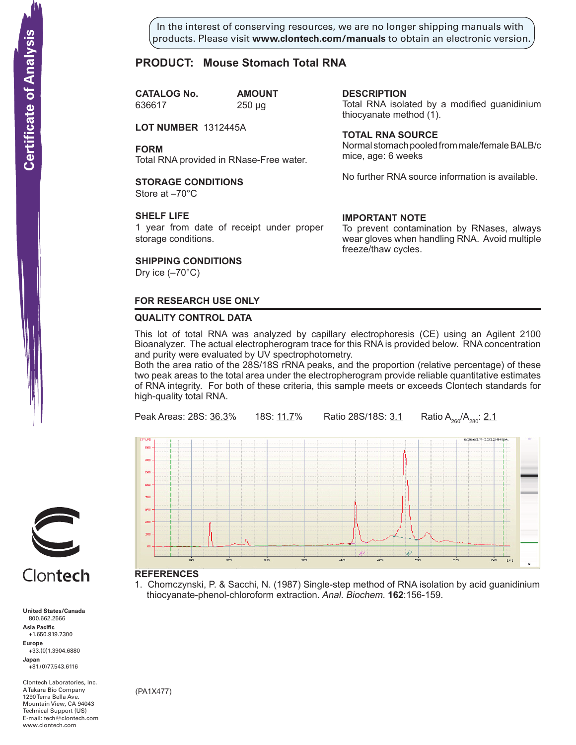In the interest of conserving resources, we are no longer shipping manuals with products. Please visit **www.clontech.com/manuals** to obtain an electronic version.

Certificate of Analysis

## PRODUCT: Mouse Stomach Total RNA

**CATALOG No.**
636617

**AMOUNT**
250 µg

**LOT NUMBER** 1312445A

**FORM**
Total RNA provided in RNase-Free water.

**STORAGE CONDITIONS**
Store at –70°C

**SHELF LIFE**
1 year from date of receipt under proper storage conditions.

**SHIPPING CONDITIONS**
Dry ice (–70°C)

**DESCRIPTION**
Total RNA isolated by a modified guanidinium thiocyanate method (1).

**TOTAL RNA SOURCE**
Normal stomach pooled from male/female BALB/c mice, age: 6 weeks

No further RNA source information is available.

**IMPORTANT NOTE**
To prevent contamination by RNases, always wear gloves when handling RNA. Avoid multiple freeze/thaw cycles.

**FOR RESEARCH USE ONLY**

### QUALITY CONTROL DATA

This lot of total RNA was analyzed by capillary electrophoresis (CE) using an Agilent 2100 Bioanalyzer. The actual electropherogram trace for this RNA is provided below. RNA concentration and purity were evaluated by UV spectrophotometry.
Both the area ratio of the 28S/18S rRNA peaks, and the proportion (relative percentage) of these two peak areas to the total area under the electropherogram provide reliable quantitative estimates of RNA integrity. For both of these criteria, this sample meets or exceeds Clontech standards for high-quality total RNA.

Peak Areas: 28S: 36.3% 18S: 11.7% Ratio 28S/18S: 3.1 Ratio $A_{260}/A_{280}$: 2.1

[FU]
80
70
60
50
40
30
20
10
0
20 25 30 35 40 45 50 55 60 [s]
636617-1312445A

### REFERENCES

1. Chomczynski, P. & Sacchi, N. (1987) Single-step method of RNA isolation by acid guanidinium thiocyanate-phenol-chloroform extraction. *Anal. Biochem.* **162**:156-159.

(PA1X477)

Clontech

**United States/Canada**
800.662.2566
**Asia Pacific**
+1.650.919.7300
**Europe**
+33.(0)1.3904.6880
**Japan**
+81.(0)77.543.6116

Clontech Laboratories, Inc.
A Takara Bio Company
1290 Terra Bella Ave.
Mountain View, CA 94043
Technical Support (US)
E-mail: tech@clontech.com
www.clontech.com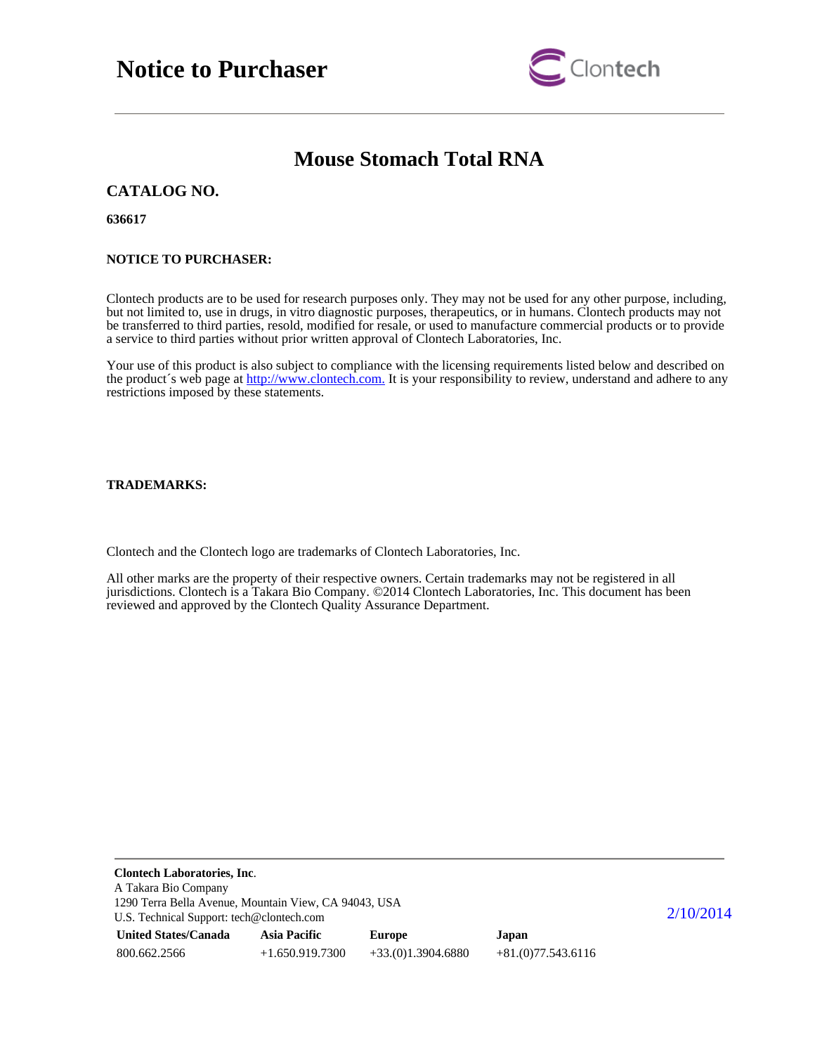# Notice to Purchaser

## Mouse Stomach Total RNA

### CATALOG NO.

**636617**

**NOTICE TO PURCHASER:**

Clontech products are to be used for research purposes only. They may not be used for any other purpose, including, but not limited to, use in drugs, in vitro diagnostic purposes, therapeutics, or in humans. Clontech products may not be transferred to third parties, resold, modified for resale, or used to manufacture commercial products or to provide a service to third parties without prior written approval of Clontech Laboratories, Inc.

Your use of this product is also subject to compliance with the licensing requirements listed below and described on the product´s web page at http://www.clontech.com. It is your responsibility to review, understand and adhere to any restrictions imposed by these statements.

**TRADEMARKS:**

Clontech and the Clontech logo are trademarks of Clontech Laboratories, Inc.

All other marks are the property of their respective owners. Certain trademarks may not be registered in all jurisdictions. Clontech is a Takara Bio Company. ©2014 Clontech Laboratories, Inc. This document has been reviewed and approved by the Clontech Quality Assurance Department.

**Clontech Laboratories, Inc.**
A Takara Bio Company
1290 Terra Bella Avenue, Mountain View, CA 94043, USA
U.S. Technical Support: tech@clontech.com

2/10/2014

| United States/Canada | Asia Pacific | Europe | Japan |
|---|---|---|---|
| 800.662.2566 | +1.650.919.7300 | +33.(0)1.3904.6880 | +81.(0)77.543.6116 |